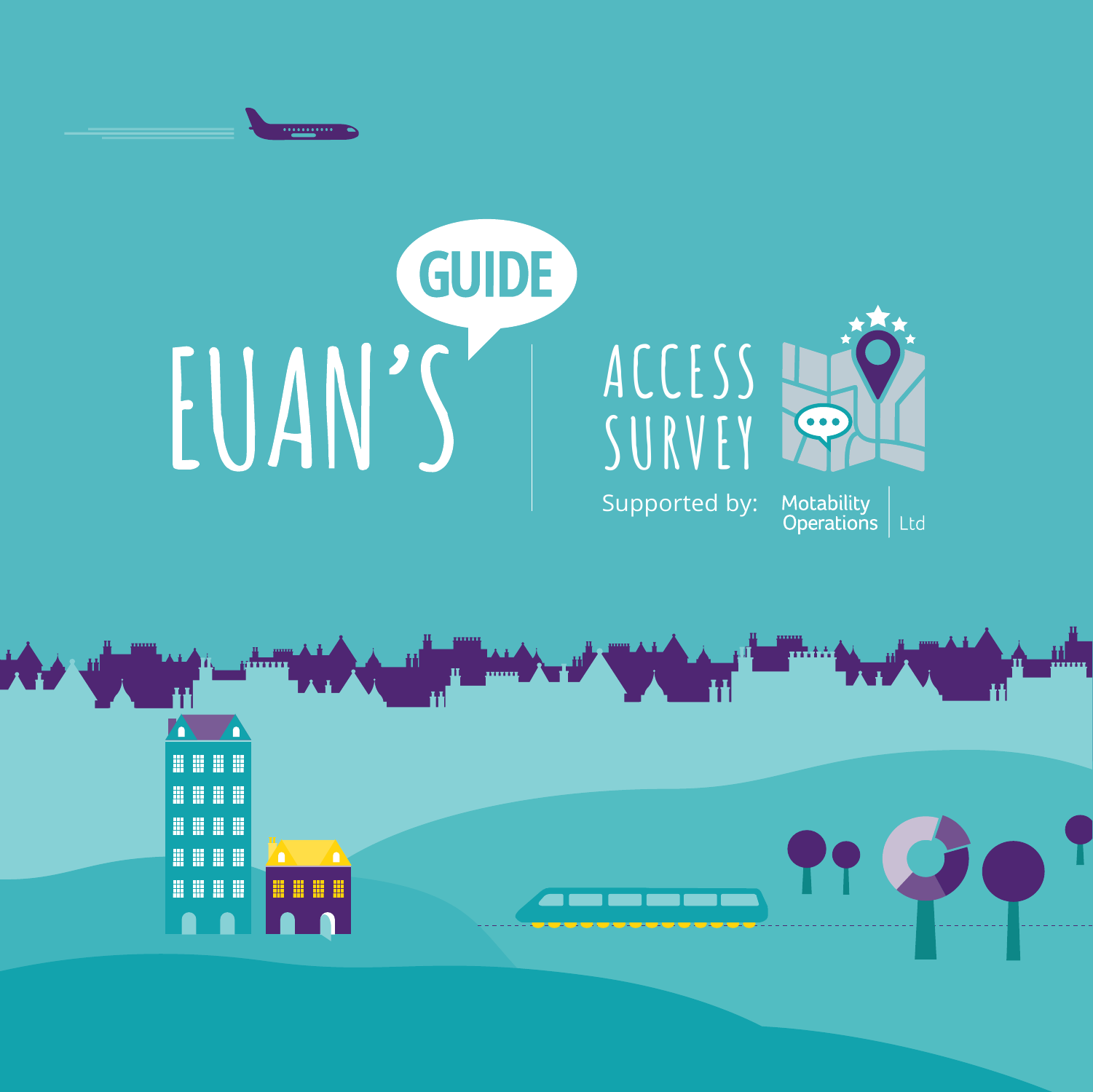# EUAN'S GUIDE

# ACCESS SURVEY

Supported by: Motability Operations Ltd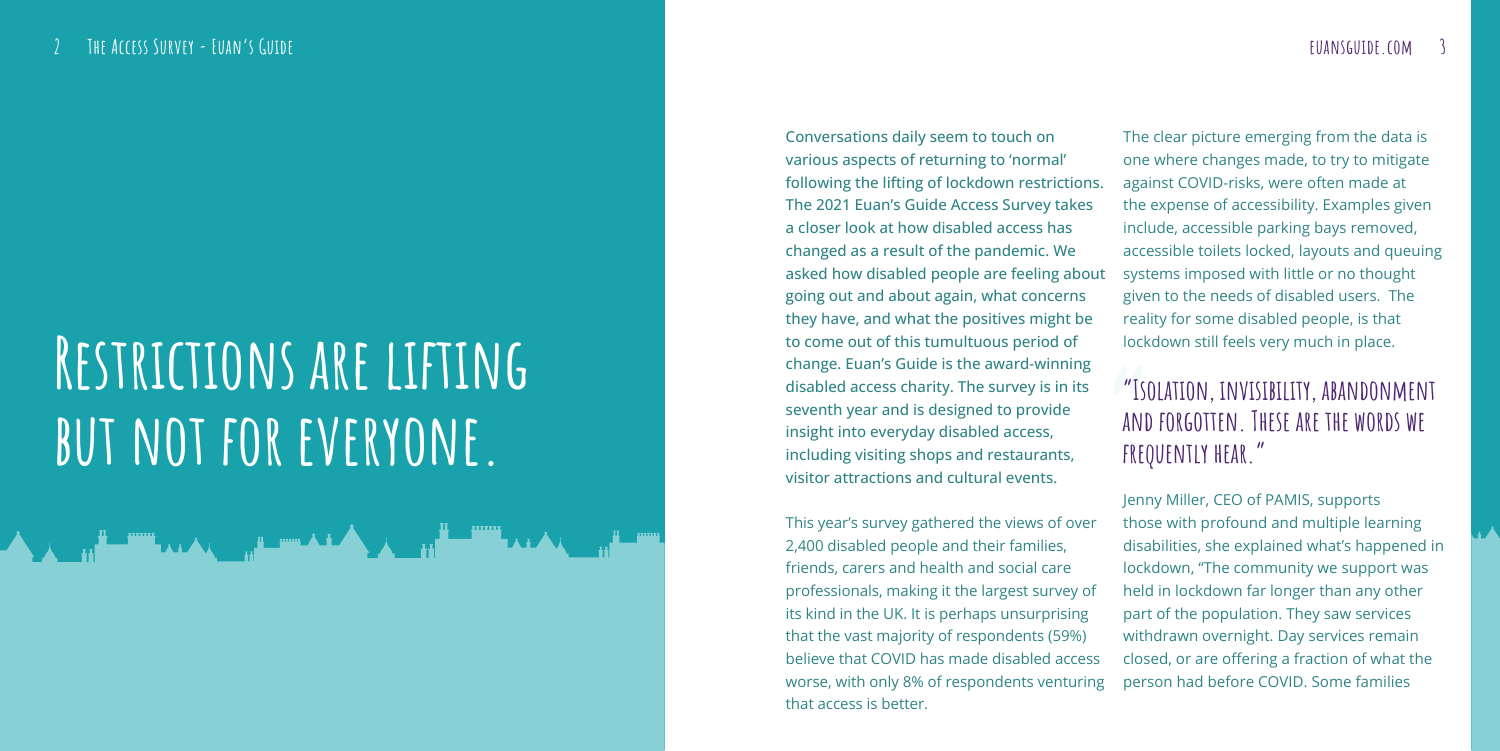# Restrictions are lifting but not for everyone.

Conversations daily seem to touch on various aspects of returning to 'normal' following the lifting of lockdown restrictions. The 2021 Euan's Guide Access Survey takes a closer look at how disabled access has changed as a result of the pandemic. We asked how disabled people are feeling about going out and about again, what concerns they have, and what the positives might be to come out of this tumultuous period of change. Euan's Guide is the award-winning disabled access charity. The survey is in its seventh year and is designed to provide insight into everyday disabled access, including visiting shops and restaurants, visitor attractions and cultural events.

This year's survey gathered the views of over 2,400 disabled people and their families, friends, carers and health and social care professionals, making it the largest survey of its kind in the UK. It is perhaps unsurprising that the vast majority of respondents (59%) believe that COVID has made disabled access worse, with only 8% of respondents venturing that access is better.

The clear picture emerging from the data is one where changes made, to try to mitigate against COVID-risks, were often made at the expense of accessibility. Examples given include, accessible parking bays removed, accessible toilets locked, layouts and queuing systems imposed with little or no thought given to the needs of disabled users. The reality for some disabled people, is that lockdown still feels very much in place.

> "Isolation, invisibility, abandonment and forgotten. These are the words we frequently hear."

Jenny Miller, CEO of PAMIS, supports those with profound and multiple learning disabilities, she explained what's happened in lockdown, "The community we support was held in lockdown far longer than any other part of the population. They saw services withdrawn overnight. Day services remain closed, or are offering a fraction of what the person had before COVID. Some families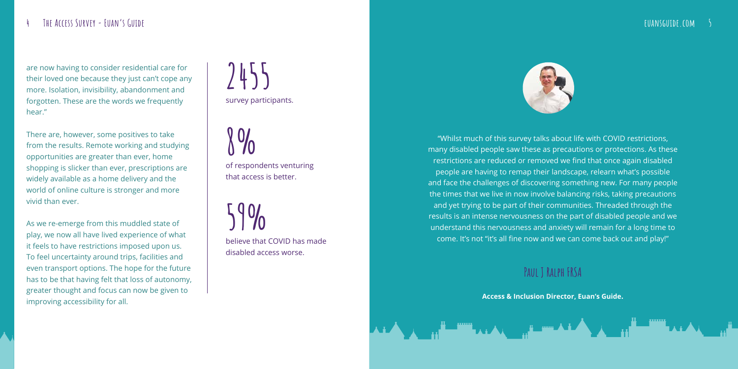are now having to consider residential care for their loved one because they just can't cope any more. Isolation, invisibility, abandonment and forgotten. These are the words we frequently hear."

There are, however, some positives to take from the results. Remote working and studying opportunities are greater than ever, home shopping is slicker than ever, prescriptions are widely available as a home delivery and the world of online culture is stronger and more vivid than ever.

As we re-emerge from this muddled state of play, we now all have lived experience of what it feels to have restrictions imposed upon us. To feel uncertainty around trips, facilities and even transport options. The hope for the future has to be that having felt that loss of autonomy, greater thought and focus can now be given to improving accessibility for all.

**2455**

survey participants.

**8%**

of respondents venturing that access is better.

**59%**

believe that COVID has made disabled access worse.

"Whilst much of this survey talks about life with COVID restrictions, many disabled people saw these as precautions or protections. As these restrictions are reduced or removed we find that once again disabled people are having to remap their landscape, relearn what's possible and face the challenges of discovering something new. For many people the times that we live in now involve balancing risks, taking precautions and yet trying to be part of their communities. Threaded through the results is an intense nervousness on the part of disabled people and we understand this nervousness and anxiety will remain for a long time to come. It's not "it's all fine now and we can come back out and play!"

### Paul J Ralph FRSA

**Access & Inclusion Director, Euan's Guide.**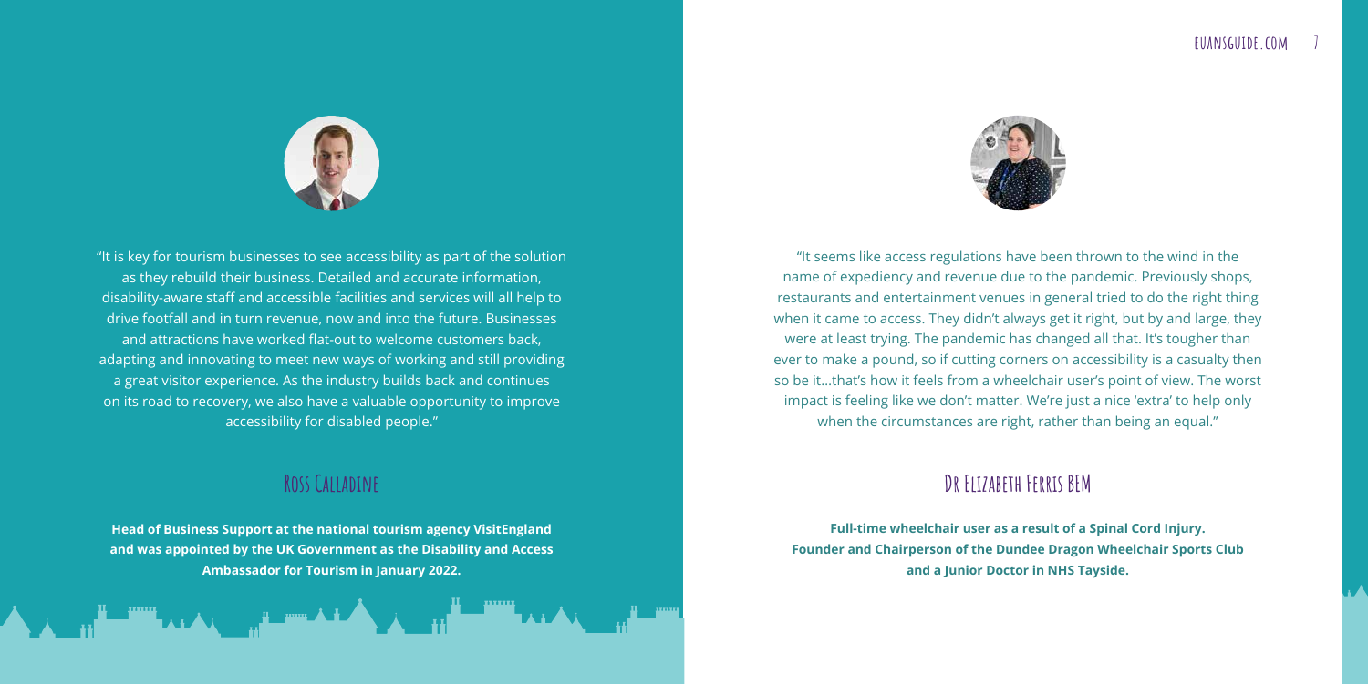"It is key for tourism businesses to see accessibility as part of the solution as they rebuild their business. Detailed and accurate information, disability-aware staff and accessible facilities and services will all help to drive footfall and in turn revenue, now and into the future. Businesses and attractions have worked flat-out to welcome customers back, adapting and innovating to meet new ways of working and still providing a great visitor experience. As the industry builds back and continues on its road to recovery, we also have a valuable opportunity to improve accessibility for disabled people."

## Ross Calladine

**Head of Business Support at the national tourism agency VisitEngland and was appointed by the UK Government as the Disability and Access Ambassador for Tourism in January 2022.**

"It seems like access regulations have been thrown to the wind in the name of expediency and revenue due to the pandemic. Previously shops, restaurants and entertainment venues in general tried to do the right thing when it came to access. They didn't always get it right, but by and large, they were at least trying. The pandemic has changed all that. It's tougher than ever to make a pound, so if cutting corners on accessibility is a casualty then so be it...that's how it feels from a wheelchair user's point of view. The worst impact is feeling like we don't matter. We're just a nice 'extra' to help only when the circumstances are right, rather than being an equal."

## Dr Elizabeth Ferris BEM

**Full-time wheelchair user as a result of a Spinal Cord Injury. Founder and Chairperson of the Dundee Dragon Wheelchair Sports Club and a Junior Doctor in NHS Tayside.**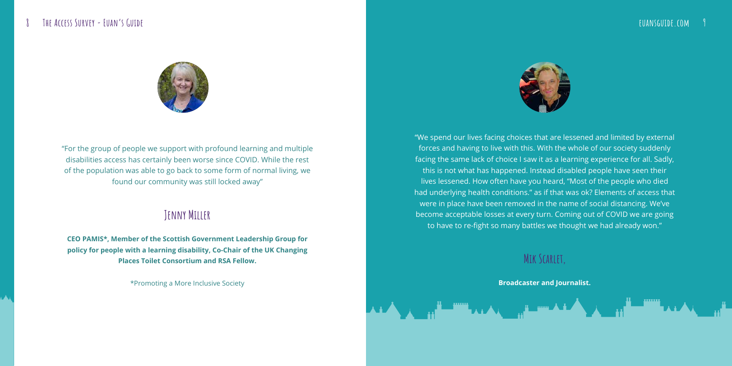"For the group of people we support with profound learning and multiple disabilities access has certainly been worse since COVID. While the rest of the population was able to go back to some form of normal living, we found our community was still locked away"

## Jenny Miller

**CEO PAMIS*, Member of the Scottish Government Leadership Group for policy for people with a learning disability, Co-Chair of the UK Changing Places Toilet Consortium and RSA Fellow.**

*Promoting a More Inclusive Society

"We spend our lives facing choices that are lessened and limited by external forces and having to live with this. With the whole of our society suddenly facing the same lack of choice I saw it as a learning experience for all. Sadly, this is not what has happened. Instead disabled people have seen their lives lessened. How often have you heard, "Most of the people who died had underlying health conditions." as if that was ok? Elements of access that were in place have been removed in the name of social distancing. We've become acceptable losses at every turn. Coming out of COVID we are going to have to re-fight so many battles we thought we had already won."

## Mik Scarlet,

**Broadcaster and Journalist.**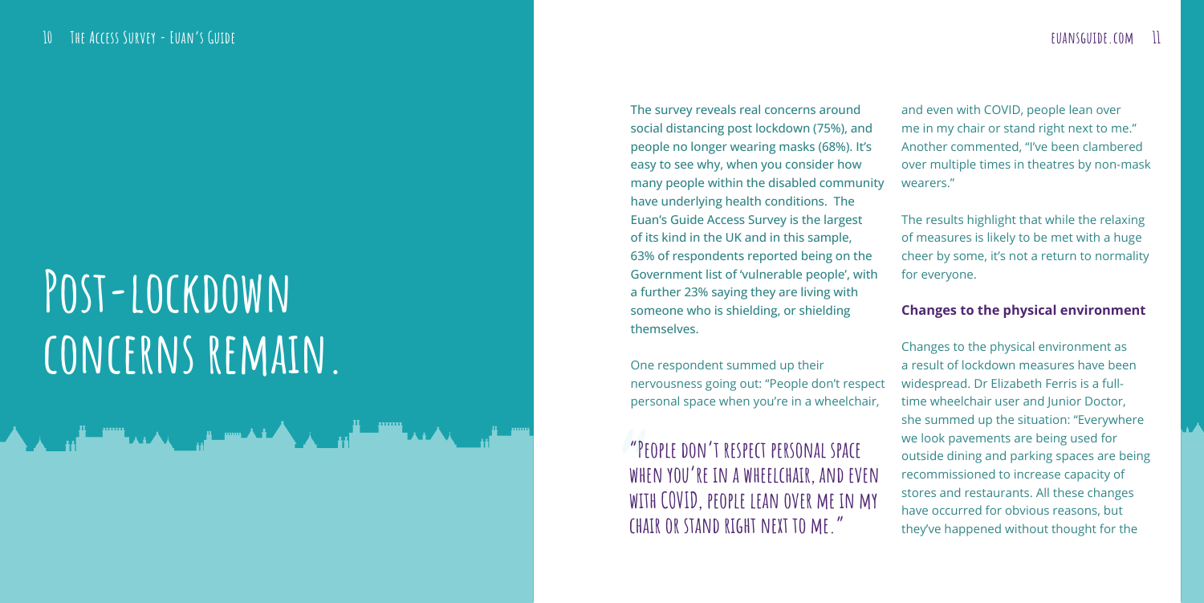# Post-lockdown concerns remain.

The survey reveals real concerns around social distancing post lockdown (75%), and people no longer wearing masks (68%). It's easy to see why, when you consider how many people within the disabled community have underlying health conditions. The Euan's Guide Access Survey is the largest of its kind in the UK and in this sample, 63% of respondents reported being on the Government list of 'vulnerable people', with a further 23% saying they are living with someone who is shielding, or shielding themselves.

One respondent summed up their nervousness going out: "People don't respect personal space when you're in a wheelchair, and even with COVID, people lean over me in my chair or stand right next to me." Another commented, "I've been clambered over multiple times in theatres by non-mask wearers."

> "People don't respect personal space when you're in a wheelchair, and even with COVID, people lean over me in my chair or stand right next to me."

The results highlight that while the relaxing of measures is likely to be met with a huge cheer by some, it's not a return to normality for everyone.

### Changes to the physical environment

Changes to the physical environment as a result of lockdown measures have been widespread. Dr Elizabeth Ferris is a full-time wheelchair user and Junior Doctor, she summed up the situation: "Everywhere we look pavements are being used for outside dining and parking spaces are being recommissioned to increase capacity of stores and restaurants. All these changes have occurred for obvious reasons, but they've happened without thought for the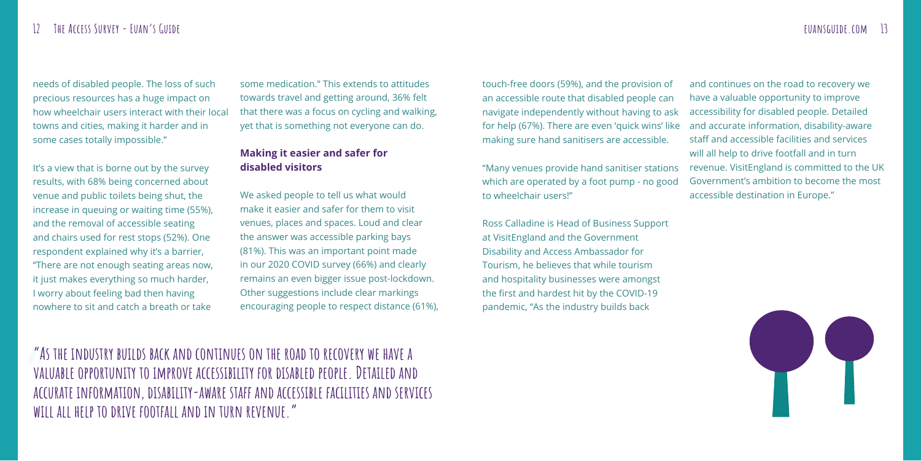needs of disabled people. The loss of such precious resources has a huge impact on how wheelchair users interact with their local towns and cities, making it harder and in some cases totally impossible."

It's a view that is borne out by the survey results, with 68% being concerned about venue and public toilets being shut, the increase in queuing or waiting time (55%), and the removal of accessible seating and chairs used for rest stops (52%). One respondent explained why it's a barrier, "There are not enough seating areas now, it just makes everything so much harder, I worry about feeling bad then having nowhere to sit and catch a breath or take some medication." This extends to attitudes towards travel and getting around, 36% felt that there was a focus on cycling and walking, yet that is something not everyone can do.

### Making it easier and safer for disabled visitors

We asked people to tell us what would make it easier and safer for them to visit venues, places and spaces. Loud and clear the answer was accessible parking bays (81%). This was an important point made in our 2020 COVID survey (66%) and clearly remains an even bigger issue post-lockdown. Other suggestions include clear markings encouraging people to respect distance (61%), touch-free doors (59%), and the provision of an accessible route that disabled people can navigate independently without having to ask for help (67%). There are even 'quick wins' like making sure hand sanitisers are accessible.

"Many venues provide hand sanitiser stations which are operated by a foot pump - no good to wheelchair users!"

Ross Calladine is Head of Business Support at VisitEngland and the Government Disability and Access Ambassador for Tourism, he believes that while tourism and hospitality businesses were amongst the first and hardest hit by the COVID-19 pandemic, "As the industry builds back and continues on the road to recovery we have a valuable opportunity to improve accessibility for disabled people. Detailed and accurate information, disability-aware staff and accessible facilities and services will all help to drive footfall and in turn revenue. VisitEngland is committed to the UK Government's ambition to become the most accessible destination in Europe."

> "As the industry builds back and continues on the road to recovery we have a valuable opportunity to improve accessibility for disabled people. Detailed and accurate information, disability-aware staff and accessible facilities and services will all help to drive footfall and in turn revenue."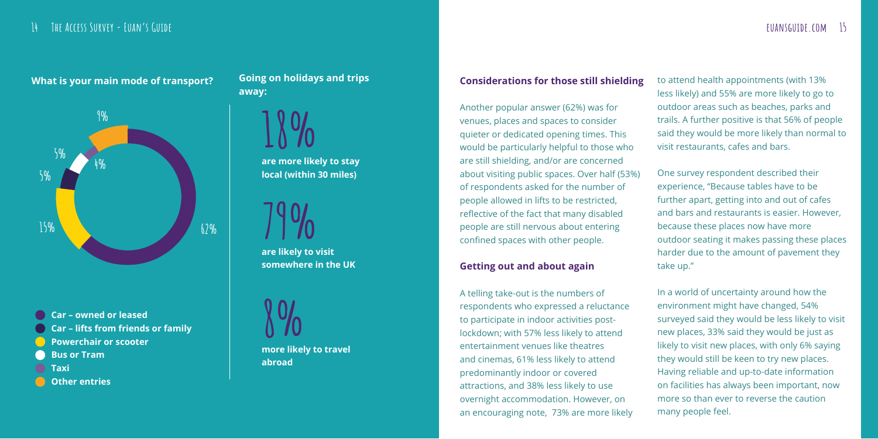### What is your main mode of transport?

| Mode of transport | % |
| --- | --- |
| Car – owned or leased | 62% |
| Car – lifts from friends or family | 5% |
| Powerchair or scooter | 15% |
| Bus or Tram | 5% |
| Taxi | 4% |
| Other entries | 9% |

### Going on holidays and trips away:

**18%** are more likely to stay local (within 30 miles)

**79%** are likely to visit somewhere in the UK

**8%** more likely to travel abroad

### Considerations for those still shielding

Another popular answer (62%) was for venues, places and spaces to consider quieter or dedicated opening times. This would be particularly helpful to those who are still shielding, and/or are concerned about visiting public spaces. Over half (53%) of respondents asked for the number of people allowed in lifts to be restricted, reflective of the fact that many disabled people are still nervous about entering confined spaces with other people.

### Getting out and about again

A telling take-out is the numbers of respondents who expressed a reluctance to participate in indoor activities post-lockdown; with 57% less likely to attend entertainment venues like theatres and cinemas, 61% less likely to attend predominantly indoor or covered attractions, and 38% less likely to use overnight accommodation. However, on an encouraging note, 73% are more likely to attend health appointments (with 13% less likely) and 55% are more likely to go to outdoor areas such as beaches, parks and trails. A further positive is that 56% of people said they would be more likely than normal to visit restaurants, cafes and bars.

One survey respondent described their experience, "Because tables have to be further apart, getting into and out of cafes and bars and restaurants is easier. However, because these places now have more outdoor seating it makes passing these places harder due to the amount of pavement they take up."

In a world of uncertainty around how the environment might have changed, 54% surveyed said they would be less likely to visit new places, 33% said they would be just as likely to visit new places, with only 6% saying they would still be keen to try new places. Having reliable and up-to-date information on facilities has always been important, now more so than ever to reverse the caution many people feel.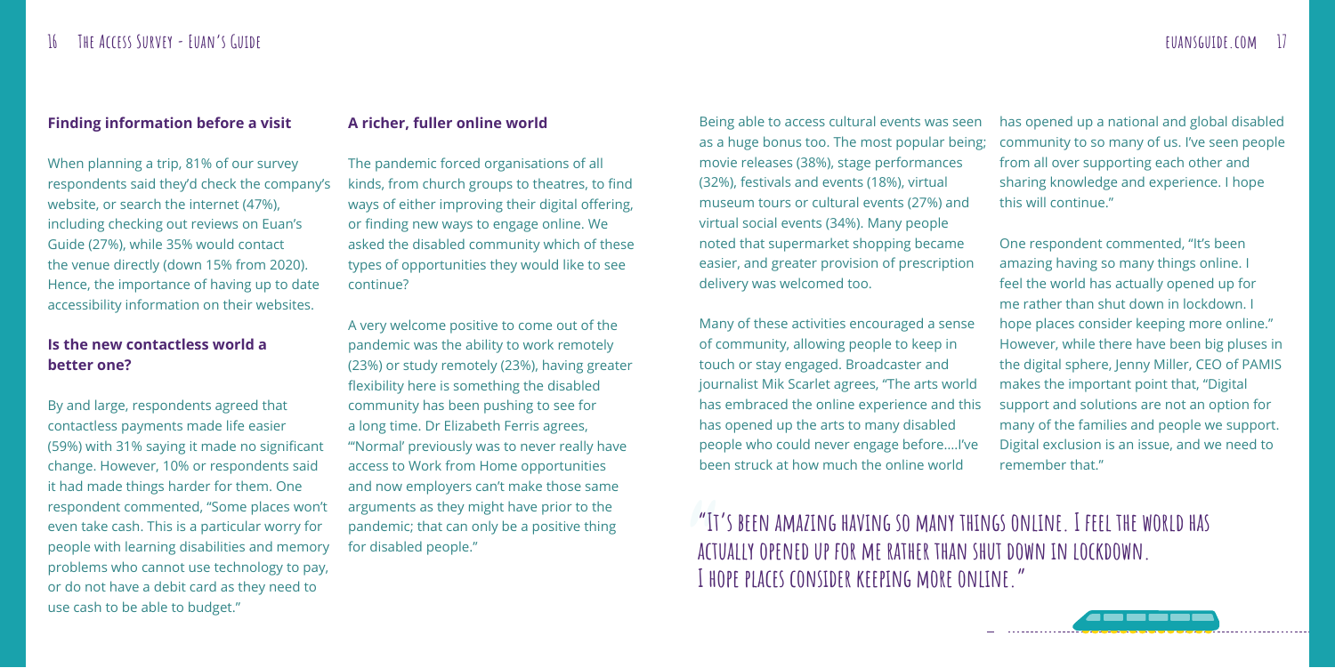### Finding information before a visit

When planning a trip, 81% of our survey respondents said they'd check the company's website, or search the internet (47%), including checking out reviews on Euan's Guide (27%), while 35% would contact the venue directly (down 15% from 2020). Hence, the importance of having up to date accessibility information on their websites.

### Is the new contactless world a better one?

By and large, respondents agreed that contactless payments made life easier (59%) with 31% saying it made no significant change. However, 10% or respondents said it had made things harder for them. One respondent commented, "Some places won't even take cash. This is a particular worry for people with learning disabilities and memory problems who cannot use technology to pay, or do not have a debit card as they need to use cash to be able to budget."

### A richer, fuller online world

The pandemic forced organisations of all kinds, from church groups to theatres, to find ways of either improving their digital offering, or finding new ways to engage online. We asked the disabled community which of these types of opportunities they would like to see continue?

A very welcome positive to come out of the pandemic was the ability to work remotely (23%) or study remotely (23%), having greater flexibility here is something the disabled community has been pushing to see for a long time. Dr Elizabeth Ferris agrees, "'Normal' previously was to never really have access to Work from Home opportunities and now employers can't make those same arguments as they might have prior to the pandemic; that can only be a positive thing for disabled people."

Being able to access cultural events was seen as a huge bonus too. The most popular being; movie releases (38%), stage performances (32%), festivals and events (18%), virtual museum tours or cultural events (27%) and virtual social events (34%). Many people noted that supermarket shopping became easier, and greater provision of prescription delivery was welcomed too.

Many of these activities encouraged a sense of community, allowing people to keep in touch or stay engaged. Broadcaster and journalist Mik Scarlet agrees, "The arts world has embraced the online experience and this has opened up the arts to many disabled people who could never engage before....I've been struck at how much the online world has opened up a national and global disabled community to so many of us. I've seen people from all over supporting each other and sharing knowledge and experience. I hope this will continue."

One respondent commented, "It's been amazing having so many things online. I feel the world has actually opened up for me rather than shut down in lockdown. I hope places consider keeping more online." However, while there have been big pluses in the digital sphere, Jenny Miller, CEO of PAMIS makes the important point that, "Digital support and solutions are not an option for many of the families and people we support. Digital exclusion is an issue, and we need to remember that."

> "It's been amazing having so many things online. I feel the world has actually opened up for me rather than shut down in lockdown. I hope places consider keeping more online."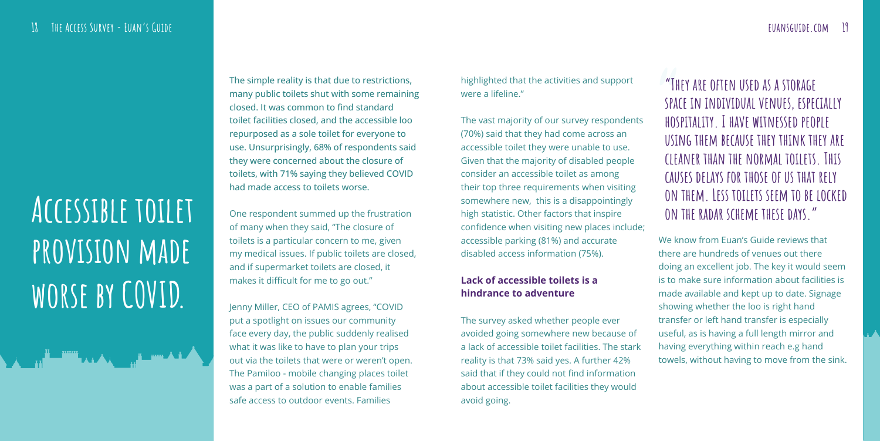# Accessible toilet provision made worse by COVID.

The simple reality is that due to restrictions, many public toilets shut with some remaining closed. It was common to find standard toilet facilities closed, and the accessible loo repurposed as a sole toilet for everyone to use. Unsurprisingly, 68% of respondents said they were concerned about the closure of toilets, with 71% saying they believed COVID had made access to toilets worse.

One respondent summed up the frustration of many when they said, "The closure of toilets is a particular concern to me, given my medical issues. If public toilets are closed, and if supermarket toilets are closed, it makes it difficult for me to go out."

Jenny Miller, CEO of PAMIS agrees, "COVID put a spotlight on issues our community face every day, the public suddenly realised what it was like to have to plan your trips out via the toilets that were or weren't open. The Pamiloo - mobile changing places toilet was a part of a solution to enable families safe access to outdoor events. Families highlighted that the activities and support were a lifeline."

The vast majority of our survey respondents (70%) said that they had come across an accessible toilet they were unable to use. Given that the majority of disabled people consider an accessible toilet as among their top three requirements when visiting somewhere new, this is a disappointingly high statistic. Other factors that inspire confidence when visiting new places include; accessible parking (81%) and accurate disabled access information (75%).

### Lack of accessible toilets is a hindrance to adventure

The survey asked whether people ever avoided going somewhere new because of a lack of accessible toilet facilities. The stark reality is that 73% said yes. A further 42% said that if they could not find information about accessible toilet facilities they would avoid going.

> "They are often used as a storage space in individual venues, especially hospitality. I have witnessed people using them because they think they are cleaner than the normal toilets. This causes delays for those of us that rely on them. Less toilets seem to be locked on the radar scheme these days."

We know from Euan's Guide reviews that there are hundreds of venues out there doing an excellent job. The key it would seem is to make sure information about facilities is made available and kept up to date. Signage showing whether the loo is right hand transfer or left hand transfer is especially useful, as is having a full length mirror and having everything within reach e.g hand towels, without having to move from the sink.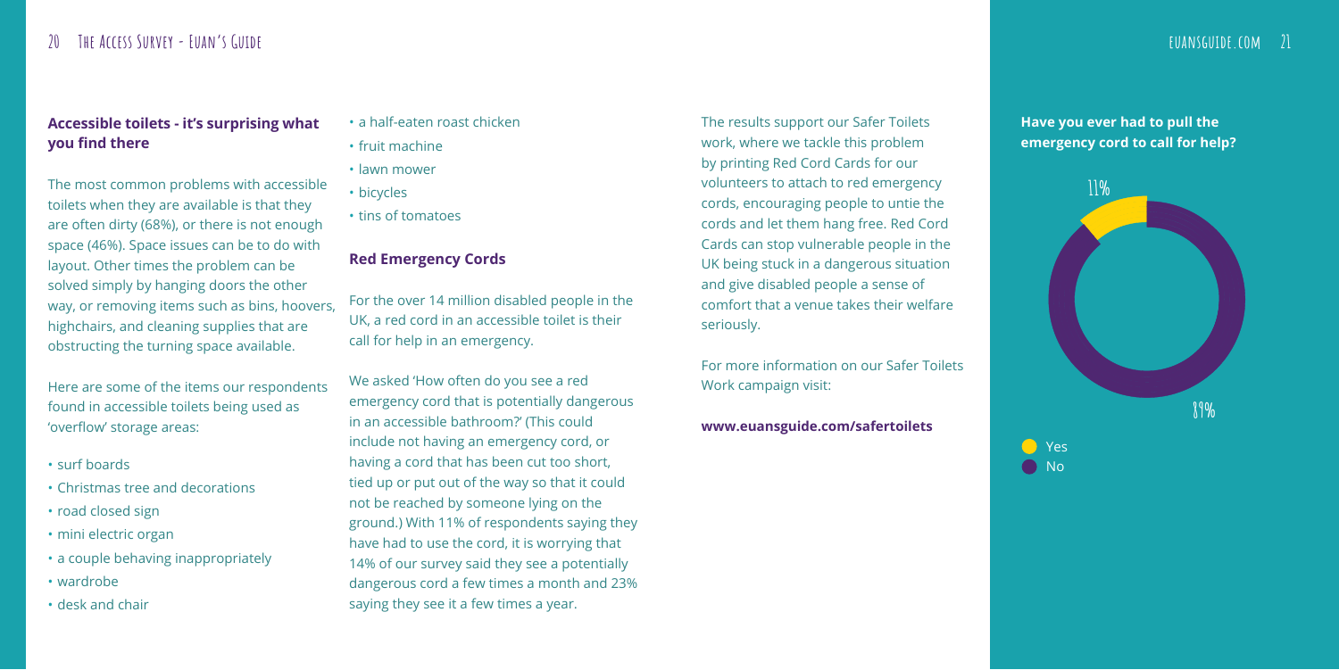### Accessible toilets - it's surprising what you find there

The most common problems with accessible toilets when they are available is that they are often dirty (68%), or there is not enough space (46%). Space issues can be to do with layout. Other times the problem can be solved simply by hanging doors the other way, or removing items such as bins, hoovers, highchairs, and cleaning supplies that are obstructing the turning space available.

Here are some of the items our respondents found in accessible toilets being used as 'overflow' storage areas:

- surf boards
- Christmas tree and decorations
- road closed sign
- mini electric organ
- a couple behaving inappropriately
- wardrobe
- desk and chair
- a half-eaten roast chicken
- fruit machine
- lawn mower
- bicycles
- tins of tomatoes

### Red Emergency Cords

For the over 14 million disabled people in the UK, a red cord in an accessible toilet is their call for help in an emergency.

We asked 'How often do you see a red emergency cord that is potentially dangerous in an accessible bathroom?' (This could include not having an emergency cord, or having a cord that has been cut too short, tied up or put out of the way so that it could not be reached by someone lying on the ground.) With 11% of respondents saying they have had to use the cord, it is worrying that 14% of our survey said they see a potentially dangerous cord a few times a month and 23% saying they see it a few times a year.

The results support our Safer Toilets work, where we tackle this problem by printing Red Cord Cards for our volunteers to attach to red emergency cords, encouraging people to untie the cords and let them hang free. Red Cord Cards can stop vulnerable people in the UK being stuck in a dangerous situation and give disabled people a sense of comfort that a venue takes their welfare seriously.

For more information on our Safer Toilets Work campaign visit:

**www.euansguide.com/safertoilets**

**Have you ever had to pull the emergency cord to call for help?**

| Response | Percentage |
| --- | --- |
| Yes | 11% |
| No | 89% |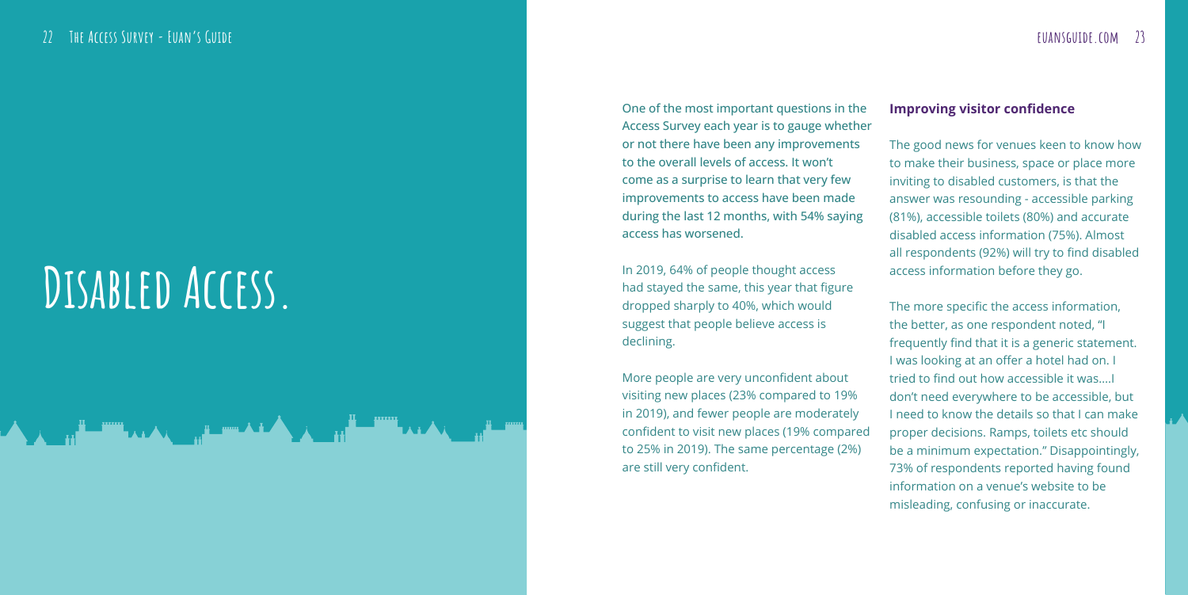# Disabled Access.

One of the most important questions in the Access Survey each year is to gauge whether or not there have been any improvements to the overall levels of access. It won't come as a surprise to learn that very few improvements to access have been made during the last 12 months, with 54% saying access has worsened.

In 2019, 64% of people thought access had stayed the same, this year that figure dropped sharply to 40%, which would suggest that people believe access is declining.

More people are very unconfident about visiting new places (23% compared to 19% in 2019), and fewer people are moderately confident to visit new places (19% compared to 25% in 2019). The same percentage (2%) are still very confident.

**Improving visitor confidence**

The good news for venues keen to know how to make their business, space or place more inviting to disabled customers, is that the answer was resounding - accessible parking (81%), accessible toilets (80%) and accurate disabled access information (75%). Almost all respondents (92%) will try to find disabled access information before they go.

The more specific the access information, the better, as one respondent noted, "I frequently find that it is a generic statement. I was looking at an offer a hotel had on. I tried to find out how accessible it was....I don't need everywhere to be accessible, but I need to know the details so that I can make proper decisions. Ramps, toilets etc should be a minimum expectation." Disappointingly, 73% of respondents reported having found information on a venue's website to be misleading, confusing or inaccurate.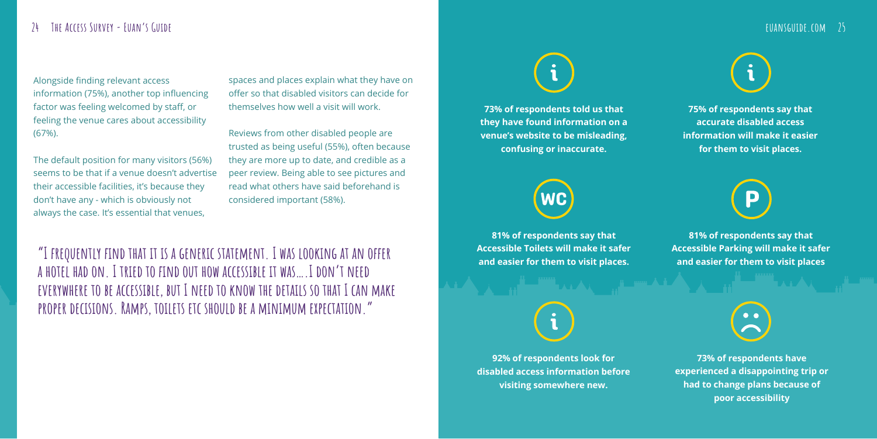Alongside finding relevant access information (75%), another top influencing factor was feeling welcomed by staff, or feeling the venue cares about accessibility (67%).

The default position for many visitors (56%) seems to be that if a venue doesn't advertise their accessible facilities, it's because they don't have any - which is obviously not always the case. It's essential that venues, spaces and places explain what they have on offer so that disabled visitors can decide for themselves how well a visit will work.

Reviews from other disabled people are trusted as being useful (55%), often because they are more up to date, and credible as a peer review. Being able to see pictures and read what others have said beforehand is considered important (58%).

"I frequently find that it is a generic statement. I was looking at an offer a hotel had on. I tried to find out how accessible it was….I don't need everywhere to be accessible, but I need to know the details so that I can make proper decisions. Ramps, toilets etc should be a minimum expectation."

**73% of respondents told us that they have found information on a venue's website to be misleading, confusing or inaccurate.**

**75% of respondents say that accurate disabled access information will make it easier for them to visit places.**

**81% of respondents say that Accessible Toilets will make it safer and easier for them to visit places.**

**81% of respondents say that Accessible Parking will make it safer and easier for them to visit places**

**92% of respondents look for disabled access information before visiting somewhere new.**

**73% of respondents have experienced a disappointing trip or had to change plans because of poor accessibility**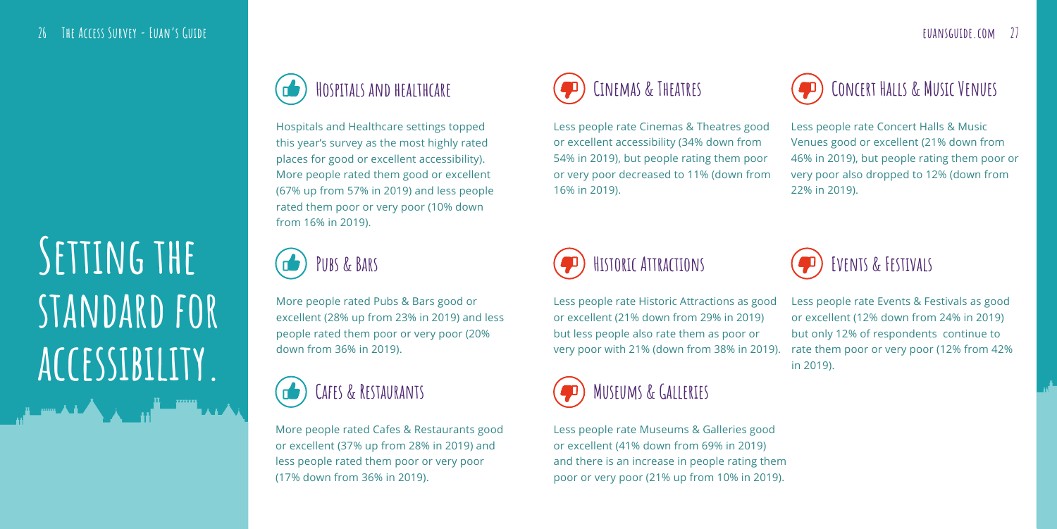# Setting the standard for accessibility.

## Hospitals and healthcare

Hospitals and Healthcare settings topped this year's survey as the most highly rated places for good or excellent accessibility). More people rated them good or excellent (67% up from 57% in 2019) and less people rated them poor or very poor (10% down from 16% in 2019).

## Pubs & Bars

More people rated Pubs & Bars good or excellent (28% up from 23% in 2019) and less people rated them poor or very poor (20% down from 36% in 2019).

## Cafes & Restaurants

More people rated Cafes & Restaurants good or excellent (37% up from 28% in 2019) and less people rated them poor or very poor (17% down from 36% in 2019).

## Cinemas & Theatres

Less people rate Cinemas & Theatres good or excellent accessibility (34% down from 54% in 2019), but people rating them poor or very poor decreased to 11% (down from 16% in 2019).

## Historic Attractions

Less people rate Historic Attractions as good or excellent (21% down from 29% in 2019) but less people also rate them as poor or very poor with 21% (down from 38% in 2019).

## Museums & Galleries

Less people rate Museums & Galleries good or excellent (41% down from 69% in 2019) and there is an increase in people rating them poor or very poor (21% up from 10% in 2019).

## Concert Halls & Music Venues

Less people rate Concert Halls & Music Venues good or excellent (21% down from 46% in 2019), but people rating them poor or very poor also dropped to 12% (down from 22% in 2019).

## Events & Festivals

Less people rate Events & Festivals as good or excellent (12% down from 24% in 2019) but only 12% of respondents continue to rate them poor or very poor (12% from 42% in 2019).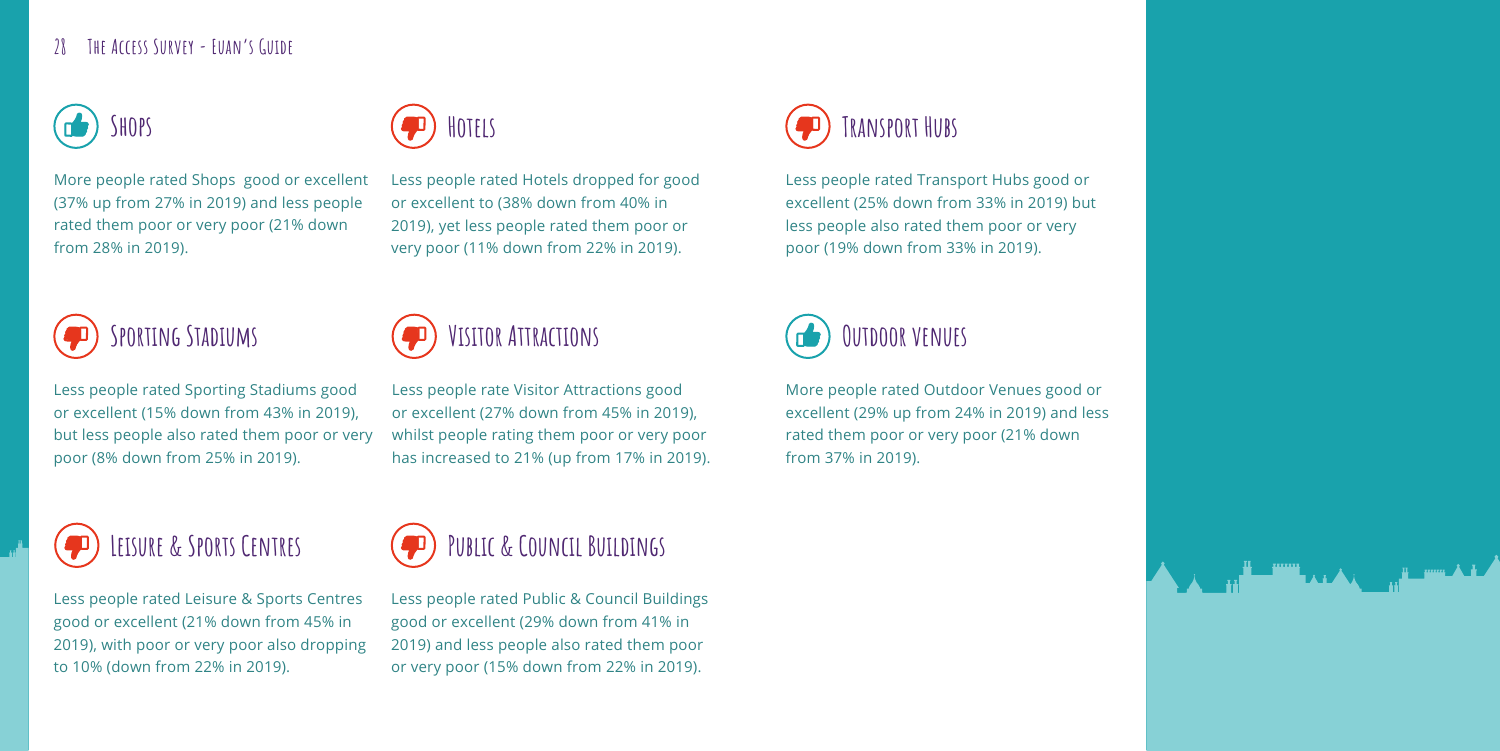## Shops

More people rated Shops  good or excellent (37% up from 27% in 2019) and less people rated them poor or very poor (21% down from 28% in 2019).

## Hotels

Less people rated Hotels dropped for good or excellent to (38% down from 40% in 2019), yet less people rated them poor or very poor (11% down from 22% in 2019).

## Transport Hubs

Less people rated Transport Hubs good or excellent (25% down from 33% in 2019) but less people also rated them poor or very poor (19% down from 33% in 2019).

## Sporting Stadiums

Less people rated Sporting Stadiums good or excellent (15% down from 43% in 2019), but less people also rated them poor or very poor (8% down from 25% in 2019).

## Visitor Attractions

Less people rate Visitor Attractions good or excellent (27% down from 45% in 2019), whilst people rating them poor or very poor has increased to 21% (up from 17% in 2019).

## Outdoor venues

More people rated Outdoor Venues good or excellent (29% up from 24% in 2019) and less rated them poor or very poor (21% down from 37% in 2019).

## Leisure & Sports Centres

Less people rated Leisure & Sports Centres good or excellent (21% down from 45% in 2019), with poor or very poor also dropping to 10% (down from 22% in 2019).

## Public & Council Buildings

Less people rated Public & Council Buildings good or excellent (29% down from 41% in 2019) and less people also rated them poor or very poor (15% down from 22% in 2019).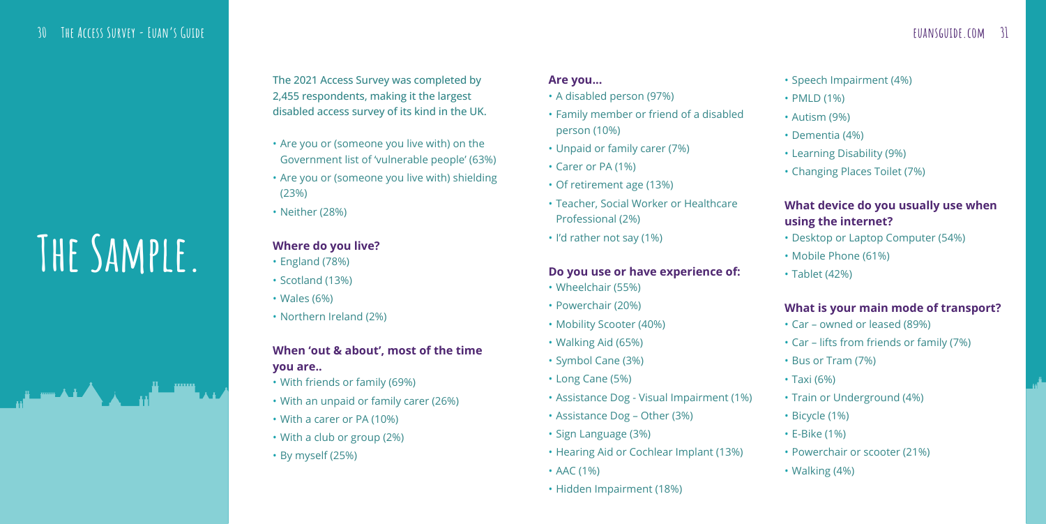# The Sample.

The 2021 Access Survey was completed by 2,455 respondents, making it the largest disabled access survey of its kind in the UK.

- Are you or (someone you live with) on the Government list of 'vulnerable people' (63%)
- Are you or (someone you live with) shielding (23%)
- Neither (28%)

### Where do you live?

- England (78%)
- Scotland (13%)
- Wales (6%)
- Northern Ireland (2%)

### When 'out & about', most of the time you are..

- With friends or family (69%)
- With an unpaid or family carer (26%)
- With a carer or PA (10%)
- With a club or group (2%)
- By myself (25%)

### Are you...

- A disabled person (97%)
- Family member or friend of a disabled person (10%)
- Unpaid or family carer (7%)
- Carer or PA (1%)
- Of retirement age (13%)
- Teacher, Social Worker or Healthcare Professional (2%)
- I'd rather not say (1%)

### Do you use or have experience of:

- Wheelchair (55%)
- Powerchair (20%)
- Mobility Scooter (40%)
- Walking Aid (65%)
- Symbol Cane (3%)
- Long Cane (5%)
- Assistance Dog - Visual Impairment (1%)
- Assistance Dog – Other (3%)
- Sign Language (3%)
- Hearing Aid or Cochlear Implant (13%)
- AAC (1%)
- Hidden Impairment (18%)
- Speech Impairment (4%)
- PMLD (1%)
- Autism (9%)
- Dementia (4%)
- Learning Disability (9%)
- Changing Places Toilet (7%)

### What device do you usually use when using the internet?

- Desktop or Laptop Computer (54%)
- Mobile Phone (61%)
- Tablet (42%)

### What is your main mode of transport?

- Car – owned or leased (89%)
- Car – lifts from friends or family (7%)
- Bus or Tram (7%)
- Taxi (6%)
- Train or Underground (4%)
- Bicycle (1%)
- E-Bike (1%)
- Powerchair or scooter (21%)
- Walking (4%)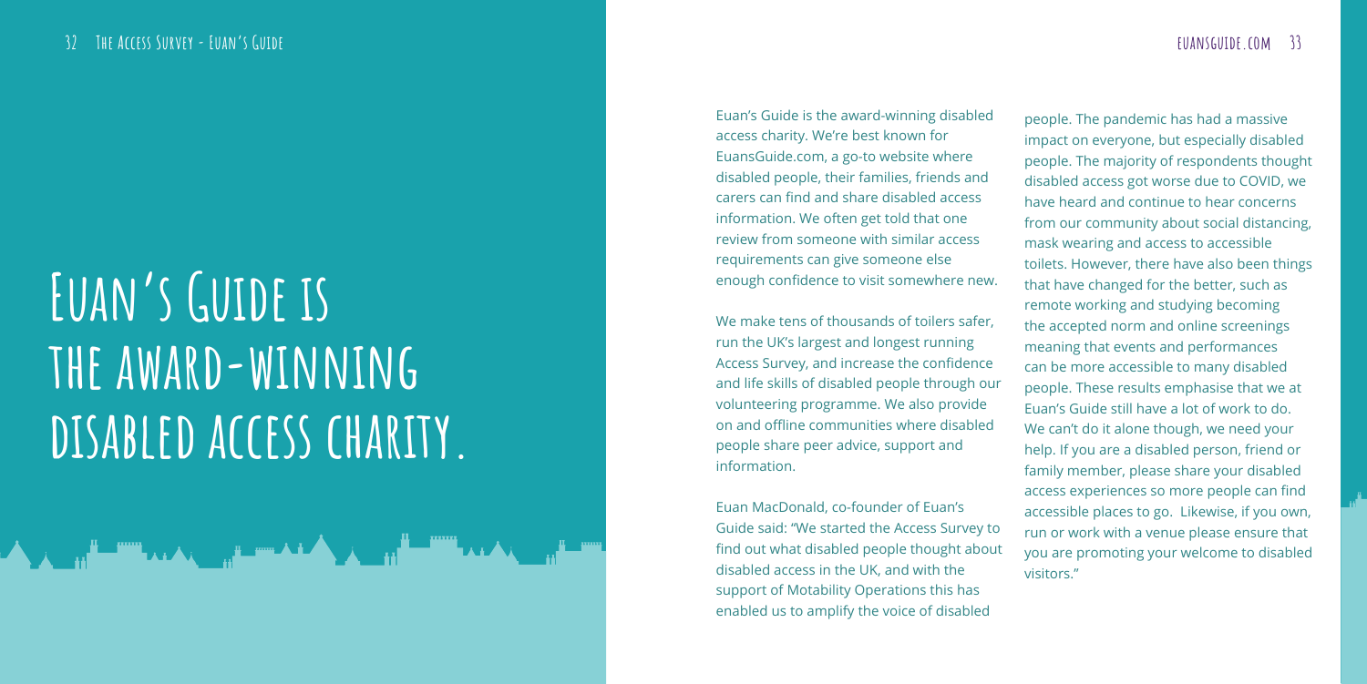# Euan's Guide is the award-winning disabled access charity.

Euan's Guide is the award-winning disabled access charity. We're best known for EuansGuide.com, a go-to website where disabled people, their families, friends and carers can find and share disabled access information. We often get told that one review from someone with similar access requirements can give someone else enough confidence to visit somewhere new.

We make tens of thousands of toilers safer, run the UK's largest and longest running Access Survey, and increase the confidence and life skills of disabled people through our volunteering programme. We also provide on and offline communities where disabled people share peer advice, support and information.

Euan MacDonald, co-founder of Euan's Guide said: "We started the Access Survey to find out what disabled people thought about disabled access in the UK, and with the support of Motability Operations this has enabled us to amplify the voice of disabled people. The pandemic has had a massive impact on everyone, but especially disabled people. The majority of respondents thought disabled access got worse due to COVID, we have heard and continue to hear concerns from our community about social distancing, mask wearing and access to accessible toilets. However, there have also been things that have changed for the better, such as remote working and studying becoming the accepted norm and online screenings meaning that events and performances can be more accessible to many disabled people. These results emphasise that we at Euan's Guide still have a lot of work to do. We can't do it alone though, we need your help. If you are a disabled person, friend or family member, please share your disabled access experiences so more people can find accessible places to go. Likewise, if you own, run or work with a venue please ensure that you are promoting your welcome to disabled visitors."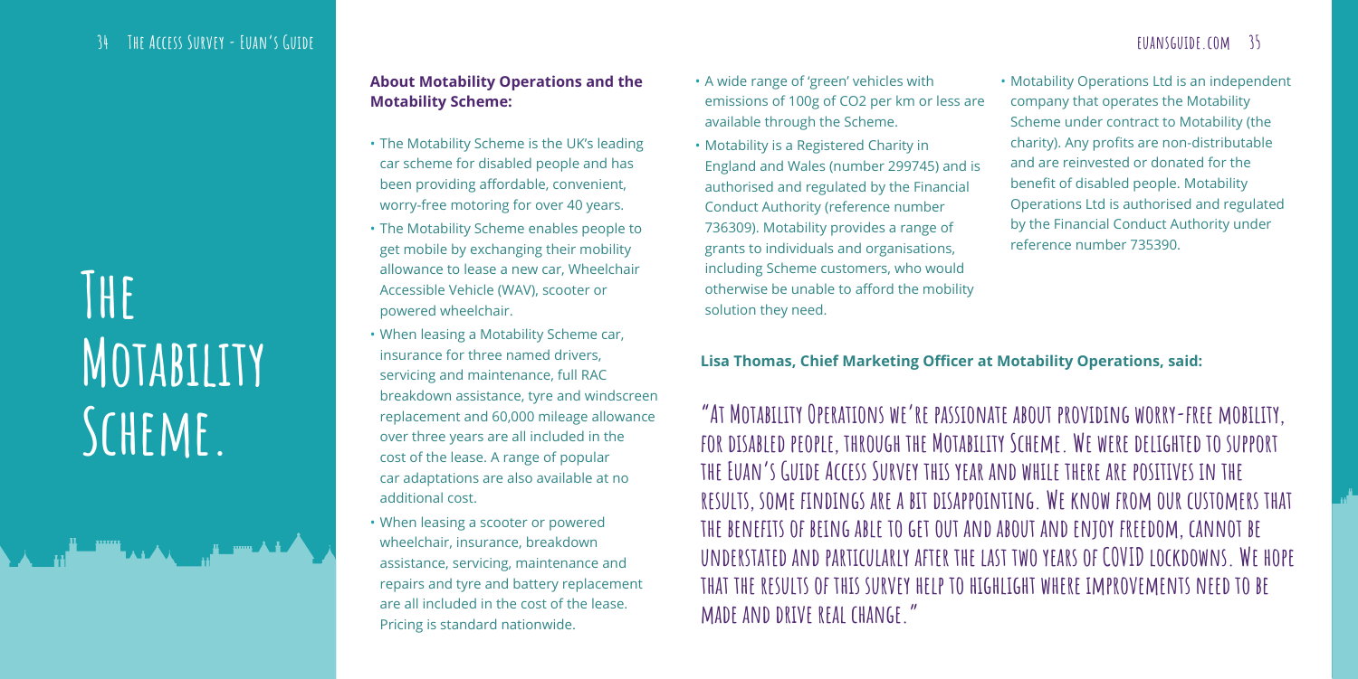# The Motability Scheme.

**About Motability Operations and the Motability Scheme:**

- The Motability Scheme is the UK's leading car scheme for disabled people and has been providing affordable, convenient, worry-free motoring for over 40 years.
- The Motability Scheme enables people to get mobile by exchanging their mobility allowance to lease a new car, Wheelchair Accessible Vehicle (WAV), scooter or powered wheelchair.
- When leasing a Motability Scheme car, insurance for three named drivers, servicing and maintenance, full RAC breakdown assistance, tyre and windscreen replacement and 60,000 mileage allowance over three years are all included in the cost of the lease. A range of popular car adaptations are also available at no additional cost.
- When leasing a scooter or powered wheelchair, insurance, breakdown assistance, servicing, maintenance and repairs and tyre and battery replacement are all included in the cost of the lease. Pricing is standard nationwide.
- A wide range of 'green' vehicles with emissions of 100g of $CO_2$ per km or less are available through the Scheme.
- Motability is a Registered Charity in England and Wales (number 299745) and is authorised and regulated by the Financial Conduct Authority (reference number 736309). Motability provides a range of grants to individuals and organisations, including Scheme customers, who would otherwise be unable to afford the mobility solution they need.
- Motability Operations Ltd is an independent company that operates the Motability Scheme under contract to Motability (the charity). Any profits are non-distributable and are reinvested or donated for the benefit of disabled people. Motability Operations Ltd is authorised and regulated by the Financial Conduct Authority under reference number 735390.

**Lisa Thomas, Chief Marketing Officer at Motability Operations, said:**

"At Motability Operations we're passionate about providing worry-free mobility, for disabled people, through the Motability Scheme. We were delighted to support the Euan's Guide Access Survey this year and while there are positives in the results, some findings are a bit disappointing. We know from our customers that the benefits of being able to get out and about and enjoy freedom, cannot be understated and particularly after the last two years of COVID lockdowns. We hope that the results of this survey help to highlight where improvements need to be made and drive real change."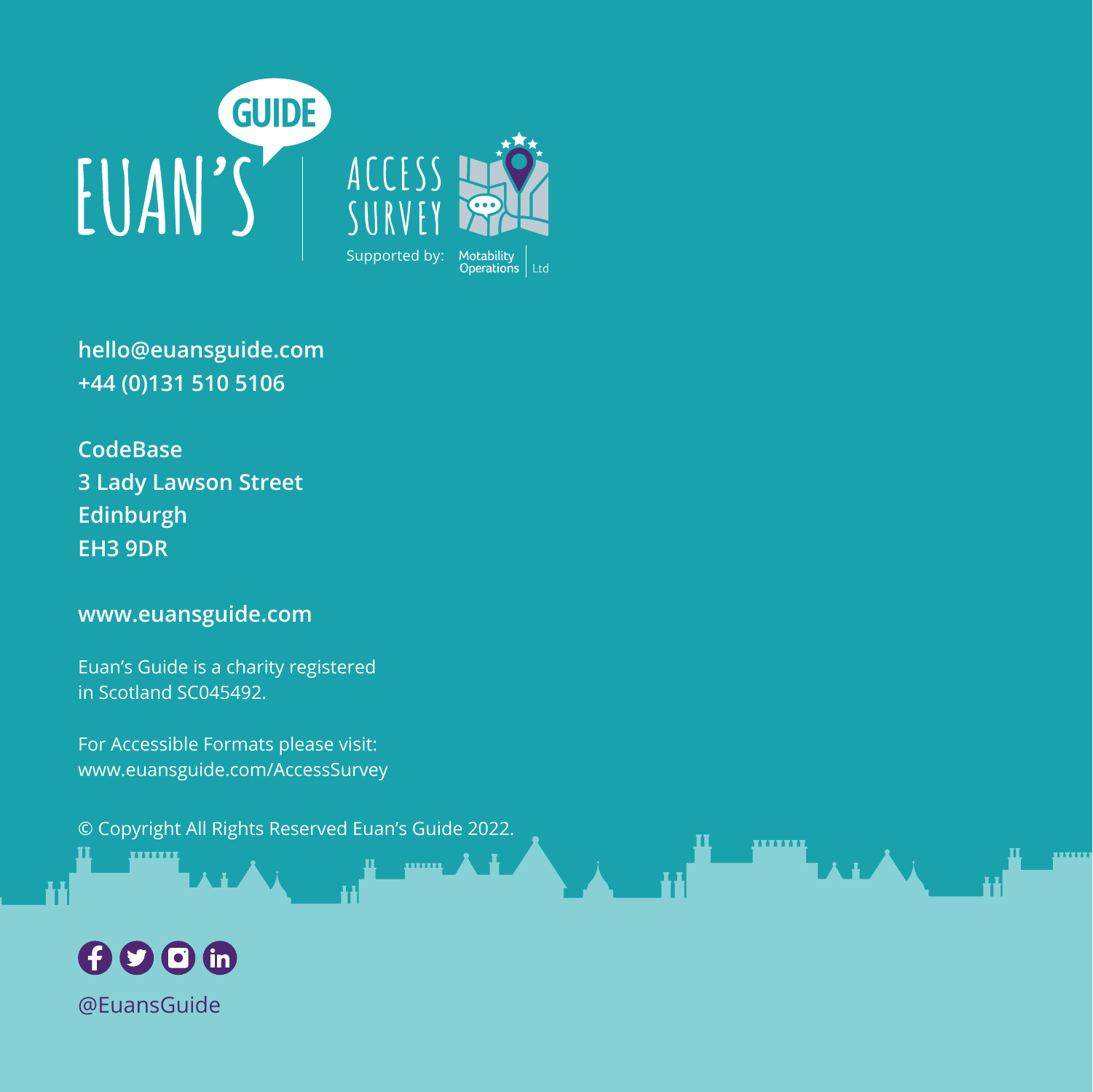EUAN'S GUIDE | ACCESS SURVEY

Supported by: Motability Operations Ltd

**hello@euansguide.com**
**+44 (0)131 510 5106**

**CodeBase**
**3 Lady Lawson Street**
**Edinburgh**
**EH3 9DR**

**www.euansguide.com**

Euan's Guide is a charity registered in Scotland SC045492.

For Accessible Formats please visit:
www.euansguide.com/AccessSurvey

© Copyright All Rights Reserved Euan's Guide 2022.

@EuansGuide